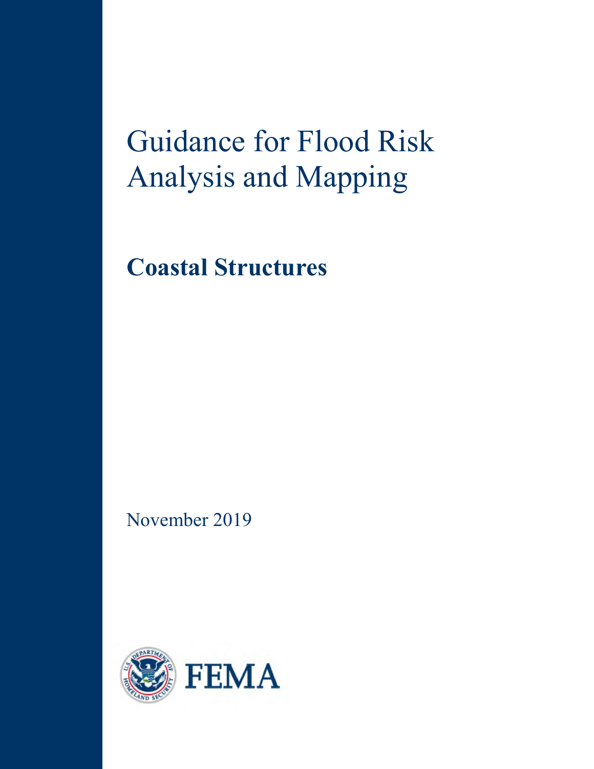# Guidance for Flood Risk Analysis and Mapping

## Coastal Structures

November 2019

FEMA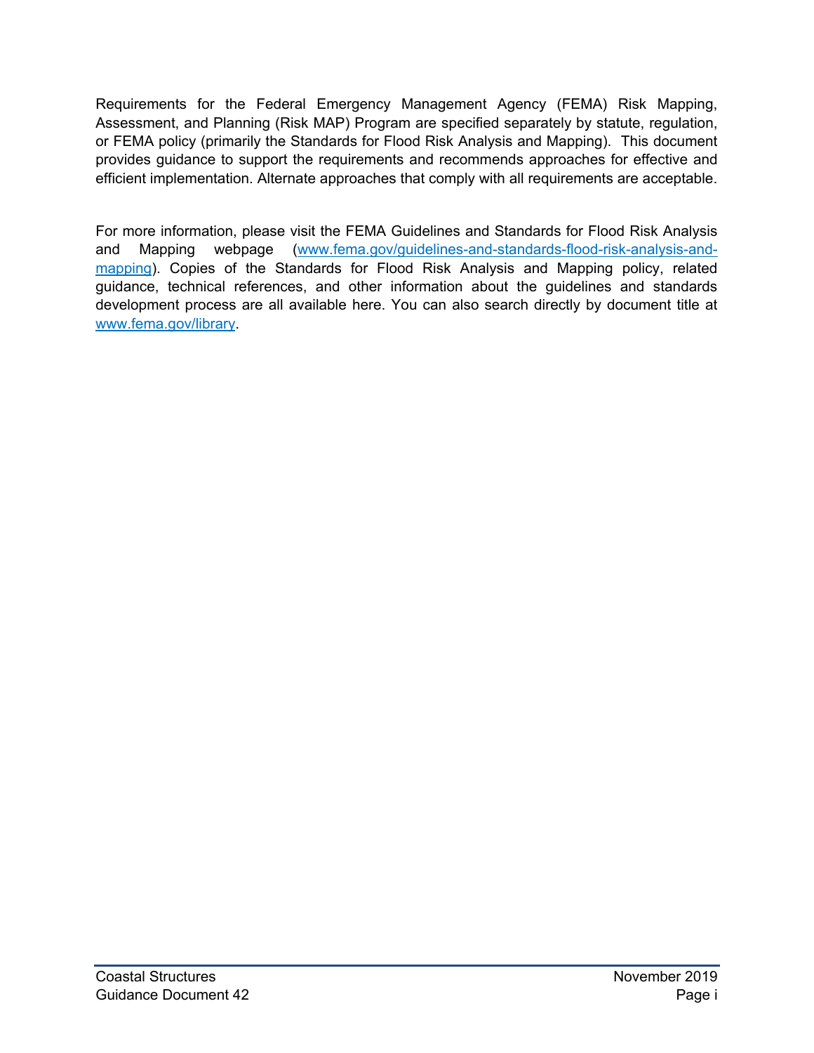Requirements for the Federal Emergency Management Agency (FEMA) Risk Mapping, Assessment, and Planning (Risk MAP) Program are specified separately by statute, regulation, or FEMA policy (primarily the Standards for Flood Risk Analysis and Mapping). This document provides guidance to support the requirements and recommends approaches for effective and efficient implementation. Alternate approaches that comply with all requirements are acceptable.

For more information, please visit the FEMA Guidelines and Standards for Flood Risk Analysis and Mapping webpage (www.fema.gov/guidelines-and-standards-flood-risk-analysis-and-mapping). Copies of the Standards for Flood Risk Analysis and Mapping policy, related guidance, technical references, and other information about the guidelines and standards development process are all available here. You can also search directly by document title at www.fema.gov/library.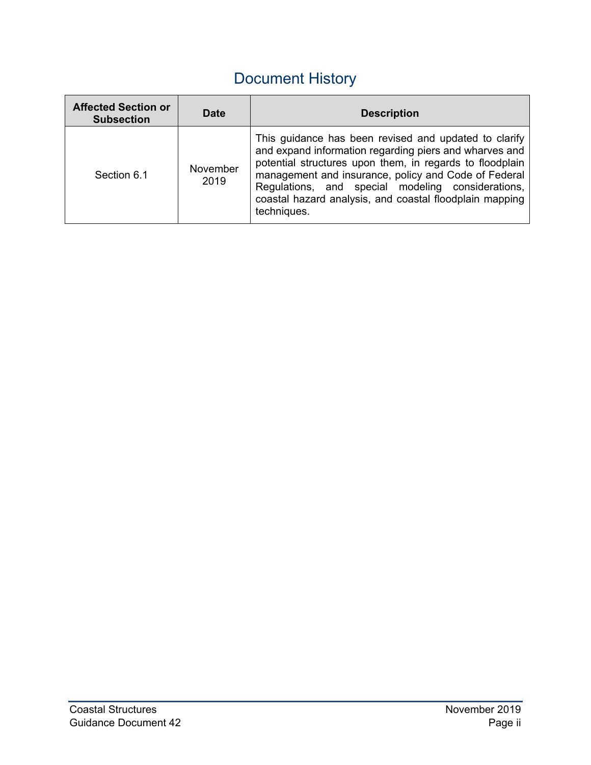# Document History

| Affected Section or Subsection | Date | Description |
|---|---|---|
| Section 6.1 | November 2019 | This guidance has been revised and updated to clarify and expand information regarding piers and wharves and potential structures upon them, in regards to floodplain management and insurance, policy and Code of Federal Regulations, and special modeling considerations, coastal hazard analysis, and coastal floodplain mapping techniques. |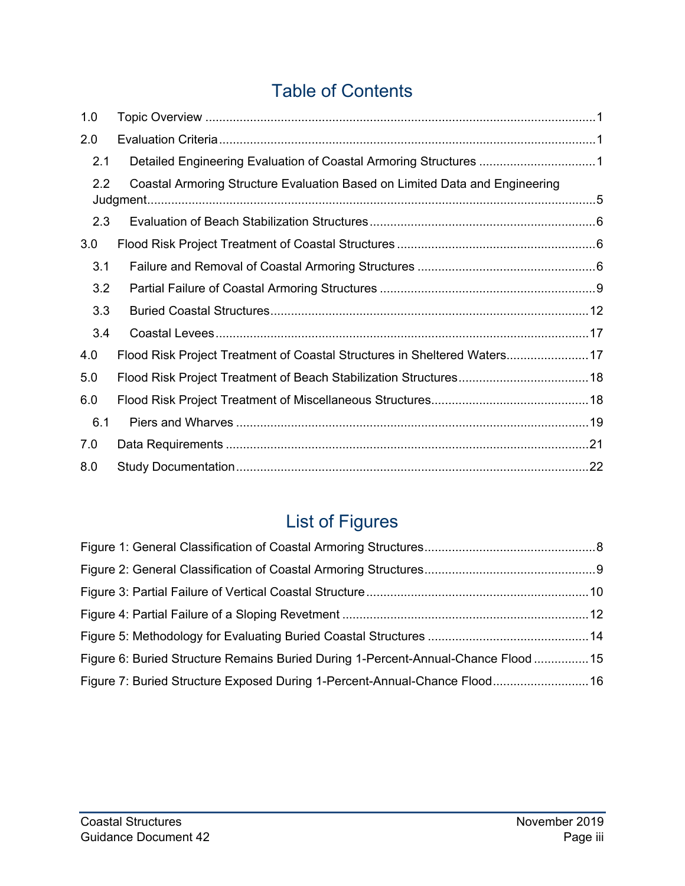# Table of Contents

1.0 Topic Overview ....................................................................................................................1

2.0 Evaluation Criteria.................................................................................................................1

2.1 Detailed Engineering Evaluation of Coastal Armoring Structures ..................................1

2.2 Coastal Armoring Structure Evaluation Based on Limited Data and Engineering Judgment.....................................................................................................................................5

2.3 Evaluation of Beach Stabilization Structures.................................................................6

3.0 Flood Risk Project Treatment of Coastal Structures ..........................................................6

3.1 Failure and Removal of Coastal Armoring Structures ....................................................6

3.2 Partial Failure of Coastal Armoring Structures ...............................................................9

3.3 Buried Coastal Structures.............................................................................................12

3.4 Coastal Levees............................................................................................................17

4.0 Flood Risk Project Treatment of Coastal Structures in Sheltered Waters........................17

5.0 Flood Risk Project Treatment of Beach Stabilization Structures......................................18

6.0 Flood Risk Project Treatment of Miscellaneous Structures..............................................18

6.1 Piers and Wharves ......................................................................................................19

7.0 Data Requirements .........................................................................................................21

8.0 Study Documentation......................................................................................................22

# List of Figures

Figure 1: General Classification of Coastal Armoring Structures..................................................8

Figure 2: General Classification of Coastal Armoring Structures..................................................9

Figure 3: Partial Failure of Vertical Coastal Structure.................................................................10

Figure 4: Partial Failure of a Sloping Revetment .......................................................................12

Figure 5: Methodology for Evaluating Buried Coastal Structures ...............................................14

Figure 6: Buried Structure Remains Buried During 1-Percent-Annual-Chance Flood ................15

Figure 7: Buried Structure Exposed During 1-Percent-Annual-Chance Flood............................16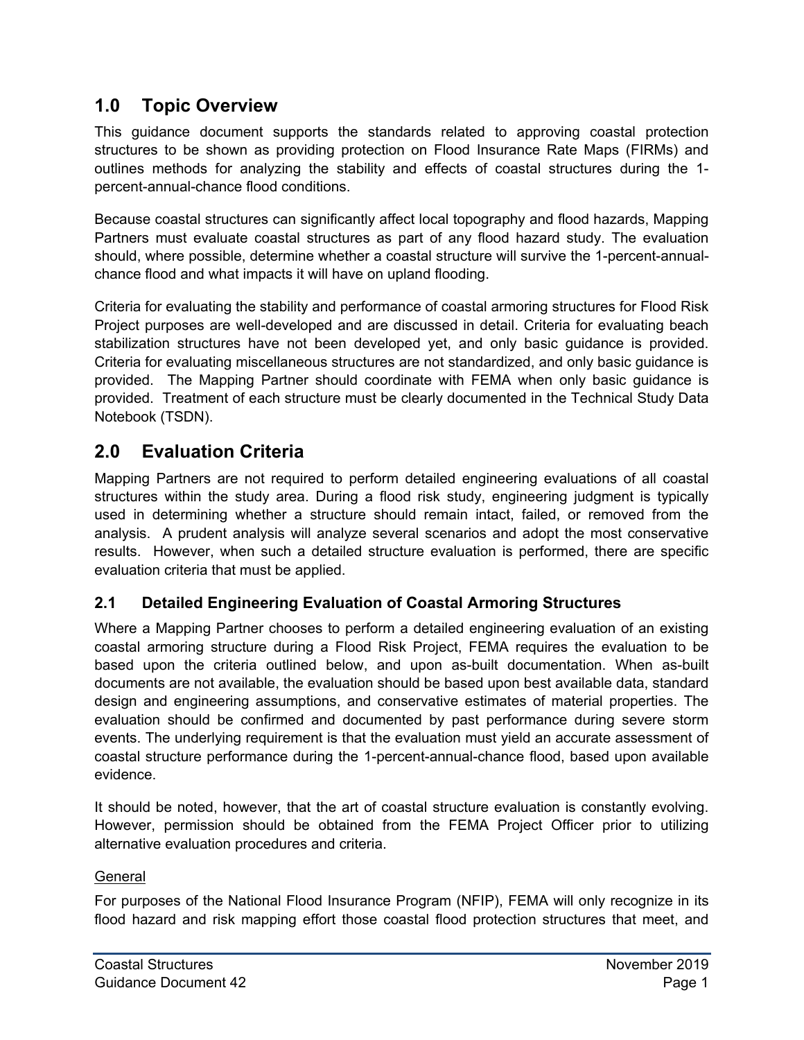## 1.0 Topic Overview

This guidance document supports the standards related to approving coastal protection structures to be shown as providing protection on Flood Insurance Rate Maps (FIRMs) and outlines methods for analyzing the stability and effects of coastal structures during the 1-percent-annual-chance flood conditions.

Because coastal structures can significantly affect local topography and flood hazards, Mapping Partners must evaluate coastal structures as part of any flood hazard study. The evaluation should, where possible, determine whether a coastal structure will survive the 1-percent-annual-chance flood and what impacts it will have on upland flooding.

Criteria for evaluating the stability and performance of coastal armoring structures for Flood Risk Project purposes are well-developed and are discussed in detail. Criteria for evaluating beach stabilization structures have not been developed yet, and only basic guidance is provided. Criteria for evaluating miscellaneous structures are not standardized, and only basic guidance is provided. The Mapping Partner should coordinate with FEMA when only basic guidance is provided. Treatment of each structure must be clearly documented in the Technical Study Data Notebook (TSDN).

## 2.0 Evaluation Criteria

Mapping Partners are not required to perform detailed engineering evaluations of all coastal structures within the study area. During a flood risk study, engineering judgment is typically used in determining whether a structure should remain intact, failed, or removed from the analysis. A prudent analysis will analyze several scenarios and adopt the most conservative results. However, when such a detailed structure evaluation is performed, there are specific evaluation criteria that must be applied.

### 2.1 Detailed Engineering Evaluation of Coastal Armoring Structures

Where a Mapping Partner chooses to perform a detailed engineering evaluation of an existing coastal armoring structure during a Flood Risk Project, FEMA requires the evaluation to be based upon the criteria outlined below, and upon as-built documentation. When as-built documents are not available, the evaluation should be based upon best available data, standard design and engineering assumptions, and conservative estimates of material properties. The evaluation should be confirmed and documented by past performance during severe storm events. The underlying requirement is that the evaluation must yield an accurate assessment of coastal structure performance during the 1-percent-annual-chance flood, based upon available evidence.

It should be noted, however, that the art of coastal structure evaluation is constantly evolving. However, permission should be obtained from the FEMA Project Officer prior to utilizing alternative evaluation procedures and criteria.

General

For purposes of the National Flood Insurance Program (NFIP), FEMA will only recognize in its flood hazard and risk mapping effort those coastal flood protection structures that meet, and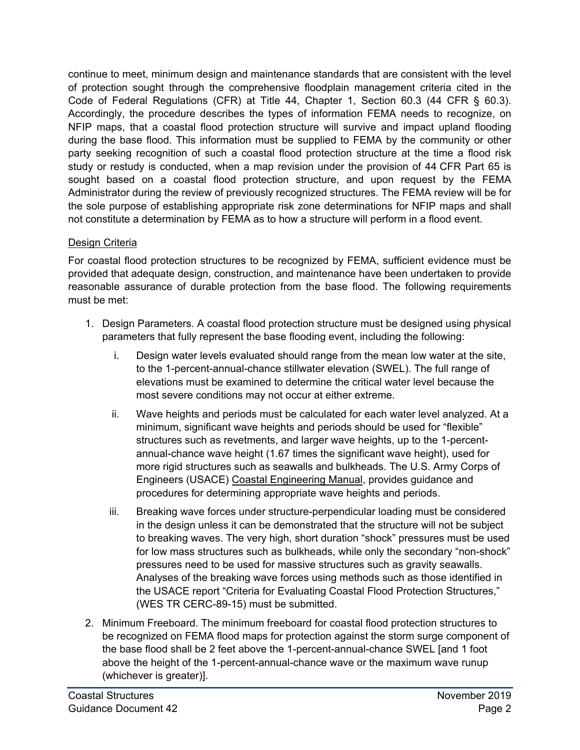continue to meet, minimum design and maintenance standards that are consistent with the level of protection sought through the comprehensive floodplain management criteria cited in the Code of Federal Regulations (CFR) at Title 44, Chapter 1, Section 60.3 (44 CFR § 60.3). Accordingly, the procedure describes the types of information FEMA needs to recognize, on NFIP maps, that a coastal flood protection structure will survive and impact upland flooding during the base flood. This information must be supplied to FEMA by the community or other party seeking recognition of such a coastal flood protection structure at the time a flood risk study or restudy is conducted, when a map revision under the provision of 44 CFR Part 65 is sought based on a coastal flood protection structure, and upon request by the FEMA Administrator during the review of previously recognized structures. The FEMA review will be for the sole purpose of establishing appropriate risk zone determinations for NFIP maps and shall not constitute a determination by FEMA as to how a structure will perform in a flood event.

Design Criteria

For coastal flood protection structures to be recognized by FEMA, sufficient evidence must be provided that adequate design, construction, and maintenance have been undertaken to provide reasonable assurance of durable protection from the base flood. The following requirements must be met:

1. Design Parameters. A coastal flood protection structure must be designed using physical parameters that fully represent the base flooding event, including the following:
   i. Design water levels evaluated should range from the mean low water at the site, to the 1-percent-annual-chance stillwater elevation (SWEL). The full range of elevations must be examined to determine the critical water level because the most severe conditions may not occur at either extreme.
   ii. Wave heights and periods must be calculated for each water level analyzed. At a minimum, significant wave heights and periods should be used for "flexible" structures such as revetments, and larger wave heights, up to the 1-percent-annual-chance wave height (1.67 times the significant wave height), used for more rigid structures such as seawalls and bulkheads. The U.S. Army Corps of Engineers (USACE) Coastal Engineering Manual, provides guidance and procedures for determining appropriate wave heights and periods.
   iii. Breaking wave forces under structure-perpendicular loading must be considered in the design unless it can be demonstrated that the structure will not be subject to breaking waves. The very high, short duration "shock" pressures must be used for low mass structures such as bulkheads, while only the secondary "non-shock" pressures need to be used for massive structures such as gravity seawalls. Analyses of the breaking wave forces using methods such as those identified in the USACE report "Criteria for Evaluating Coastal Flood Protection Structures," (WES TR CERC-89-15) must be submitted.
2. Minimum Freeboard. The minimum freeboard for coastal flood protection structures to be recognized on FEMA flood maps for protection against the storm surge component of the base flood shall be 2 feet above the 1-percent-annual-chance SWEL [and 1 foot above the height of the 1-percent-annual-chance wave or the maximum wave runup (whichever is greater)].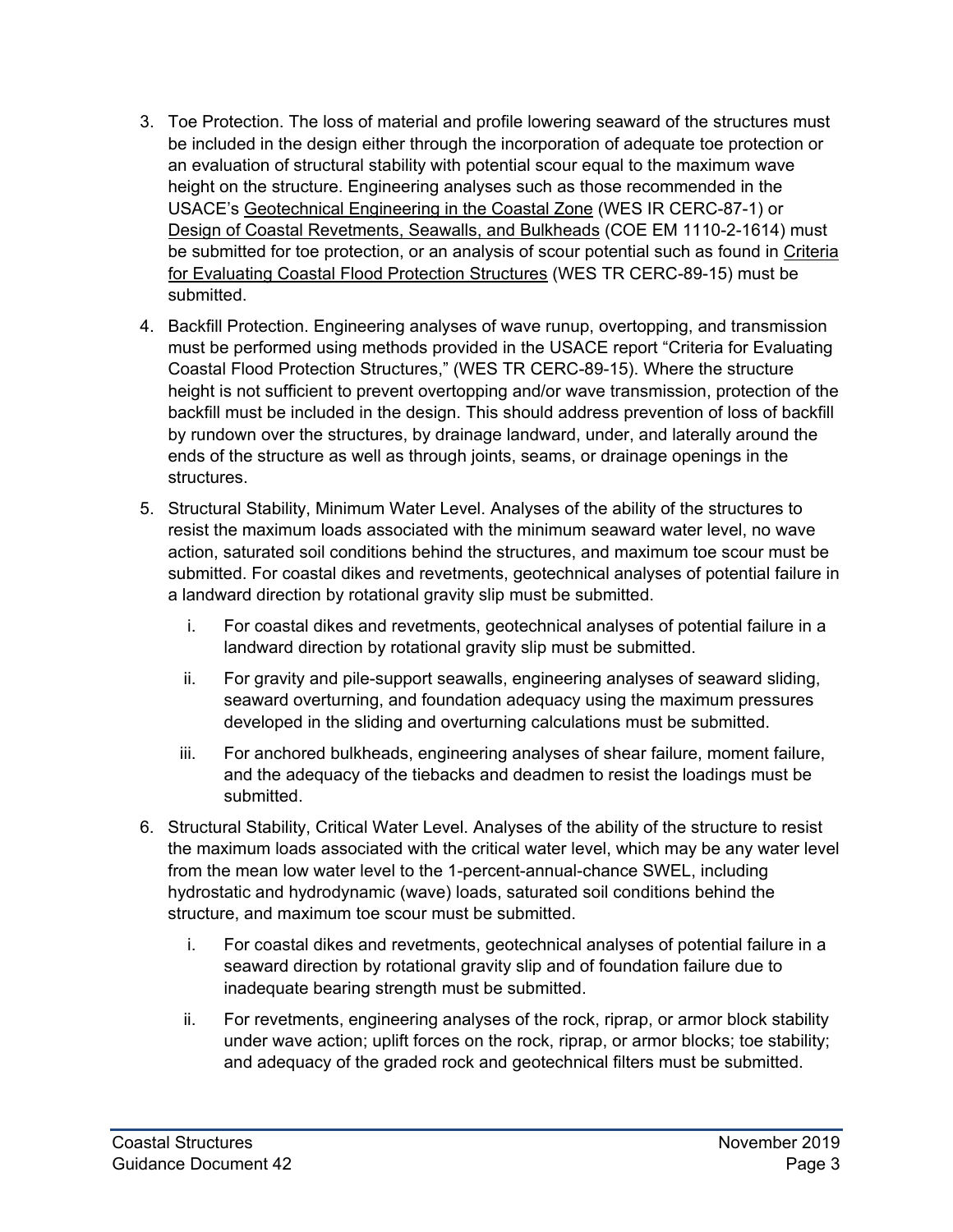3. Toe Protection. The loss of material and profile lowering seaward of the structures must be included in the design either through the incorporation of adequate toe protection or an evaluation of structural stability with potential scour equal to the maximum wave height on the structure. Engineering analyses such as those recommended in the USACE's Geotechnical Engineering in the Coastal Zone (WES IR CERC-87-1) or Design of Coastal Revetments, Seawalls, and Bulkheads (COE EM 1110-2-1614) must be submitted for toe protection, or an analysis of scour potential such as found in Criteria for Evaluating Coastal Flood Protection Structures (WES TR CERC-89-15) must be submitted.
4. Backfill Protection. Engineering analyses of wave runup, overtopping, and transmission must be performed using methods provided in the USACE report "Criteria for Evaluating Coastal Flood Protection Structures," (WES TR CERC-89-15). Where the structure height is not sufficient to prevent overtopping and/or wave transmission, protection of the backfill must be included in the design. This should address prevention of loss of backfill by rundown over the structures, by drainage landward, under, and laterally around the ends of the structure as well as through joints, seams, or drainage openings in the structures.
5. Structural Stability, Minimum Water Level. Analyses of the ability of the structures to resist the maximum loads associated with the minimum seaward water level, no wave action, saturated soil conditions behind the structures, and maximum toe scour must be submitted. For coastal dikes and revetments, geotechnical analyses of potential failure in a landward direction by rotational gravity slip must be submitted.
    i. For coastal dikes and revetments, geotechnical analyses of potential failure in a landward direction by rotational gravity slip must be submitted.
    ii. For gravity and pile-support seawalls, engineering analyses of seaward sliding, seaward overturning, and foundation adequacy using the maximum pressures developed in the sliding and overturning calculations must be submitted.
    iii. For anchored bulkheads, engineering analyses of shear failure, moment failure, and the adequacy of the tiebacks and deadmen to resist the loadings must be submitted.
6. Structural Stability, Critical Water Level. Analyses of the ability of the structure to resist the maximum loads associated with the critical water level, which may be any water level from the mean low water level to the 1-percent-annual-chance SWEL, including hydrostatic and hydrodynamic (wave) loads, saturated soil conditions behind the structure, and maximum toe scour must be submitted.
    i. For coastal dikes and revetments, geotechnical analyses of potential failure in a seaward direction by rotational gravity slip and of foundation failure due to inadequate bearing strength must be submitted.
    ii. For revetments, engineering analyses of the rock, riprap, or armor block stability under wave action; uplift forces on the rock, riprap, or armor blocks; toe stability; and adequacy of the graded rock and geotechnical filters must be submitted.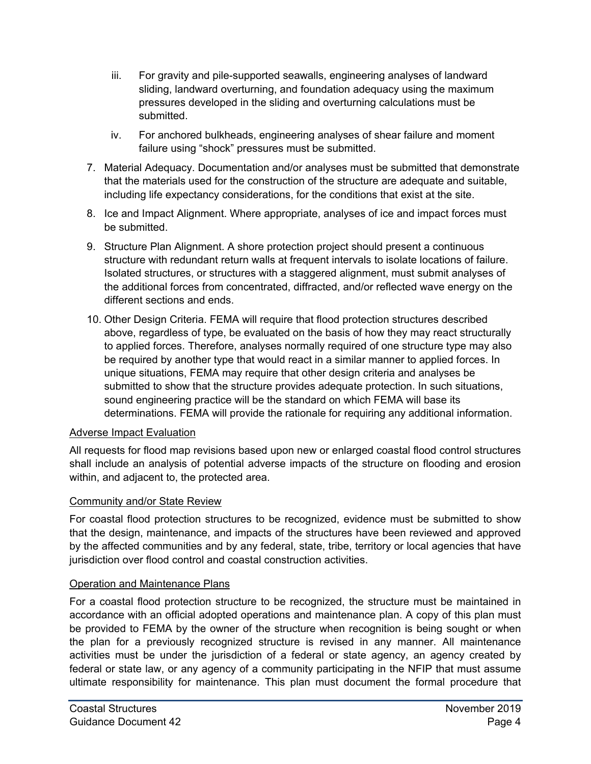iii. For gravity and pile-supported seawalls, engineering analyses of landward sliding, landward overturning, and foundation adequacy using the maximum pressures developed in the sliding and overturning calculations must be submitted.

   iv. For anchored bulkheads, engineering analyses of shear failure and moment failure using "shock" pressures must be submitted.

7. Material Adequacy. Documentation and/or analyses must be submitted that demonstrate that the materials used for the construction of the structure are adequate and suitable, including life expectancy considerations, for the conditions that exist at the site.

8. Ice and Impact Alignment. Where appropriate, analyses of ice and impact forces must be submitted.

9. Structure Plan Alignment. A shore protection project should present a continuous structure with redundant return walls at frequent intervals to isolate locations of failure. Isolated structures, or structures with a staggered alignment, must submit analyses of the additional forces from concentrated, diffracted, and/or reflected wave energy on the different sections and ends.

10. Other Design Criteria. FEMA will require that flood protection structures described above, regardless of type, be evaluated on the basis of how they may react structurally to applied forces. Therefore, analyses normally required of one structure type may also be required by another type that would react in a similar manner to applied forces. In unique situations, FEMA may require that other design criteria and analyses be submitted to show that the structure provides adequate protection. In such situations, sound engineering practice will be the standard on which FEMA will base its determinations. FEMA will provide the rationale for requiring any additional information.

<u>Adverse Impact Evaluation</u>

All requests for flood map revisions based upon new or enlarged coastal flood control structures shall include an analysis of potential adverse impacts of the structure on flooding and erosion within, and adjacent to, the protected area.

<u>Community and/or State Review</u>

For coastal flood protection structures to be recognized, evidence must be submitted to show that the design, maintenance, and impacts of the structures have been reviewed and approved by the affected communities and by any federal, state, tribe, territory or local agencies that have jurisdiction over flood control and coastal construction activities.

<u>Operation and Maintenance Plans</u>

For a coastal flood protection structure to be recognized, the structure must be maintained in accordance with an official adopted operations and maintenance plan. A copy of this plan must be provided to FEMA by the owner of the structure when recognition is being sought or when the plan for a previously recognized structure is revised in any manner. All maintenance activities must be under the jurisdiction of a federal or state agency, an agency created by federal or state law, or any agency of a community participating in the NFIP that must assume ultimate responsibility for maintenance. This plan must document the formal procedure that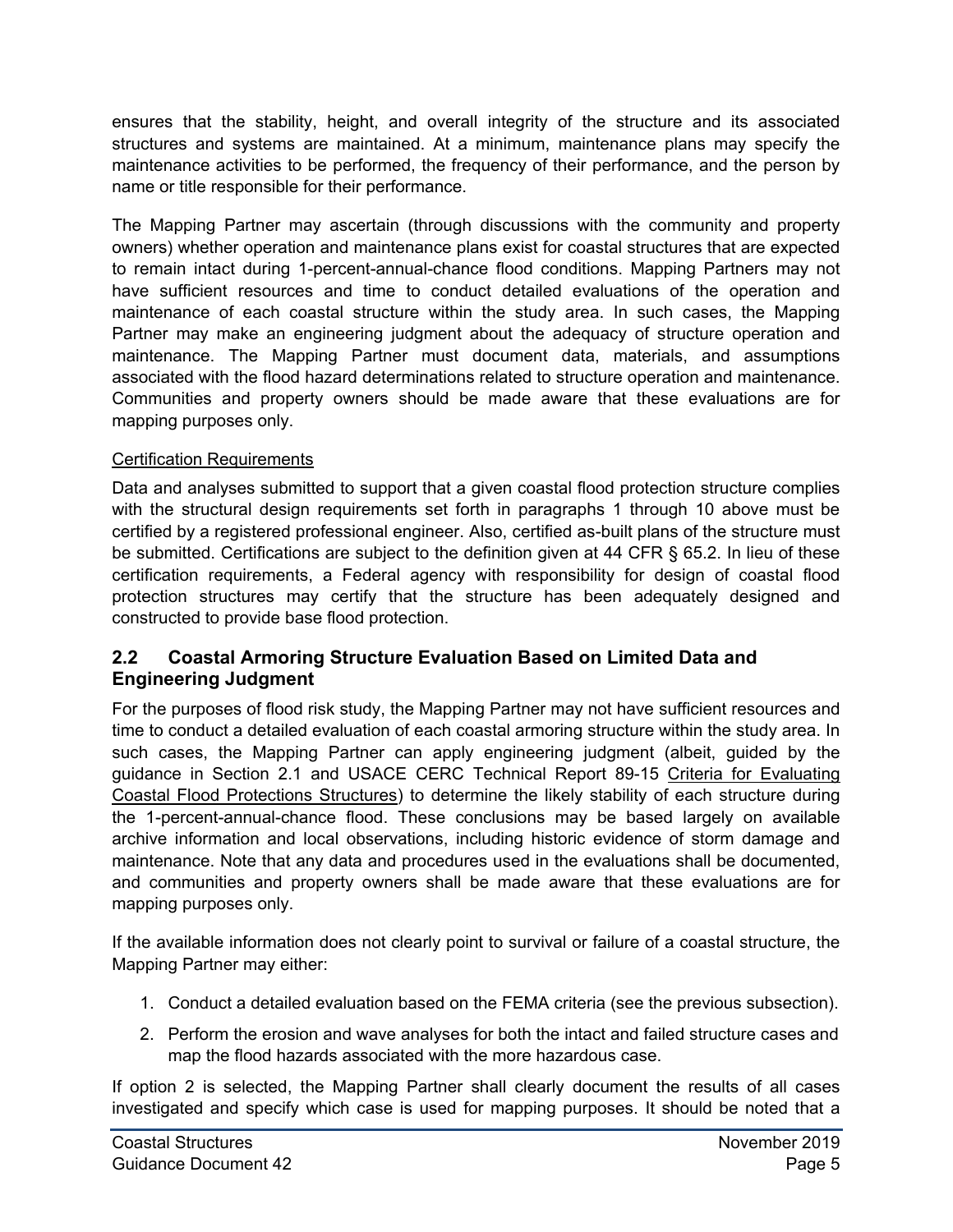ensures that the stability, height, and overall integrity of the structure and its associated structures and systems are maintained. At a minimum, maintenance plans may specify the maintenance activities to be performed, the frequency of their performance, and the person by name or title responsible for their performance.

The Mapping Partner may ascertain (through discussions with the community and property owners) whether operation and maintenance plans exist for coastal structures that are expected to remain intact during 1-percent-annual-chance flood conditions. Mapping Partners may not have sufficient resources and time to conduct detailed evaluations of the operation and maintenance of each coastal structure within the study area. In such cases, the Mapping Partner may make an engineering judgment about the adequacy of structure operation and maintenance. The Mapping Partner must document data, materials, and assumptions associated with the flood hazard determinations related to structure operation and maintenance. Communities and property owners should be made aware that these evaluations are for mapping purposes only.

Certification Requirements

Data and analyses submitted to support that a given coastal flood protection structure complies with the structural design requirements set forth in paragraphs 1 through 10 above must be certified by a registered professional engineer. Also, certified as-built plans of the structure must be submitted. Certifications are subject to the definition given at 44 CFR § 65.2. In lieu of these certification requirements, a Federal agency with responsibility for design of coastal flood protection structures may certify that the structure has been adequately designed and constructed to provide base flood protection.

## 2.2 Coastal Armoring Structure Evaluation Based on Limited Data and Engineering Judgment

For the purposes of flood risk study, the Mapping Partner may not have sufficient resources and time to conduct a detailed evaluation of each coastal armoring structure within the study area. In such cases, the Mapping Partner can apply engineering judgment (albeit, guided by the guidance in Section 2.1 and USACE CERC Technical Report 89-15 Criteria for Evaluating Coastal Flood Protections Structures) to determine the likely stability of each structure during the 1-percent-annual-chance flood. These conclusions may be based largely on available archive information and local observations, including historic evidence of storm damage and maintenance. Note that any data and procedures used in the evaluations shall be documented, and communities and property owners shall be made aware that these evaluations are for mapping purposes only.

If the available information does not clearly point to survival or failure of a coastal structure, the Mapping Partner may either:

1. Conduct a detailed evaluation based on the FEMA criteria (see the previous subsection).
2. Perform the erosion and wave analyses for both the intact and failed structure cases and map the flood hazards associated with the more hazardous case.

If option 2 is selected, the Mapping Partner shall clearly document the results of all cases investigated and specify which case is used for mapping purposes. It should be noted that a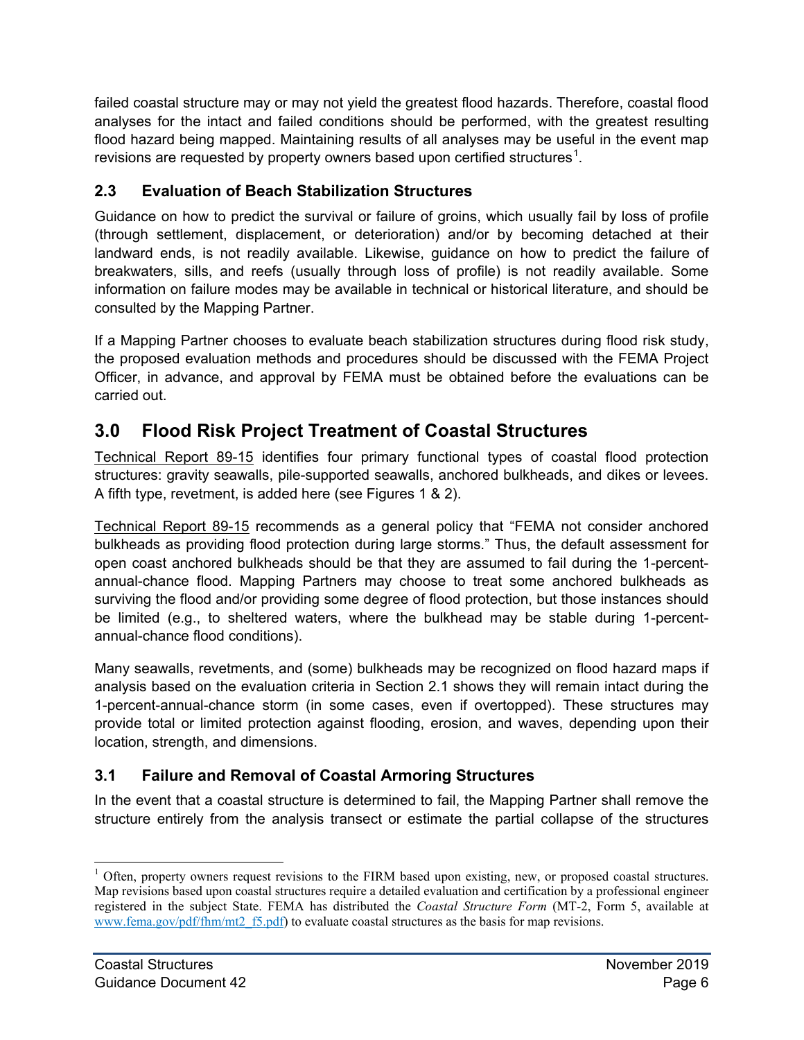failed coastal structure may or may not yield the greatest flood hazards. Therefore, coastal flood analyses for the intact and failed conditions should be performed, with the greatest resulting flood hazard being mapped. Maintaining results of all analyses may be useful in the event map revisions are requested by property owners based upon certified structures[1].

### 2.3 Evaluation of Beach Stabilization Structures

Guidance on how to predict the survival or failure of groins, which usually fail by loss of profile (through settlement, displacement, or deterioration) and/or by becoming detached at their landward ends, is not readily available. Likewise, guidance on how to predict the failure of breakwaters, sills, and reefs (usually through loss of profile) is not readily available. Some information on failure modes may be available in technical or historical literature, and should be consulted by the Mapping Partner.

If a Mapping Partner chooses to evaluate beach stabilization structures during flood risk study, the proposed evaluation methods and procedures should be discussed with the FEMA Project Officer, in advance, and approval by FEMA must be obtained before the evaluations can be carried out.

## 3.0 Flood Risk Project Treatment of Coastal Structures

Technical Report 89-15 identifies four primary functional types of coastal flood protection structures: gravity seawalls, pile-supported seawalls, anchored bulkheads, and dikes or levees. A fifth type, revetment, is added here (see Figures 1 & 2).

Technical Report 89-15 recommends as a general policy that “FEMA not consider anchored bulkheads as providing flood protection during large storms.” Thus, the default assessment for open coast anchored bulkheads should be that they are assumed to fail during the 1-percent-annual-chance flood. Mapping Partners may choose to treat some anchored bulkheads as surviving the flood and/or providing some degree of flood protection, but those instances should be limited (e.g., to sheltered waters, where the bulkhead may be stable during 1-percent-annual-chance flood conditions).

Many seawalls, revetments, and (some) bulkheads may be recognized on flood hazard maps if analysis based on the evaluation criteria in Section 2.1 shows they will remain intact during the 1-percent-annual-chance storm (in some cases, even if overtopped). These structures may provide total or limited protection against flooding, erosion, and waves, depending upon their location, strength, and dimensions.

### 3.1 Failure and Removal of Coastal Armoring Structures

In the event that a coastal structure is determined to fail, the Mapping Partner shall remove the structure entirely from the analysis transect or estimate the partial collapse of the structures

---

[1] Often, property owners request revisions to the FIRM based upon existing, new, or proposed coastal structures. Map revisions based upon coastal structures require a detailed evaluation and certification by a professional engineer registered in the subject State. FEMA has distributed the *Coastal Structure Form* (MT-2, Form 5, available at www.fema.gov/pdf/fhm/mt2_f5.pdf) to evaluate coastal structures as the basis for map revisions.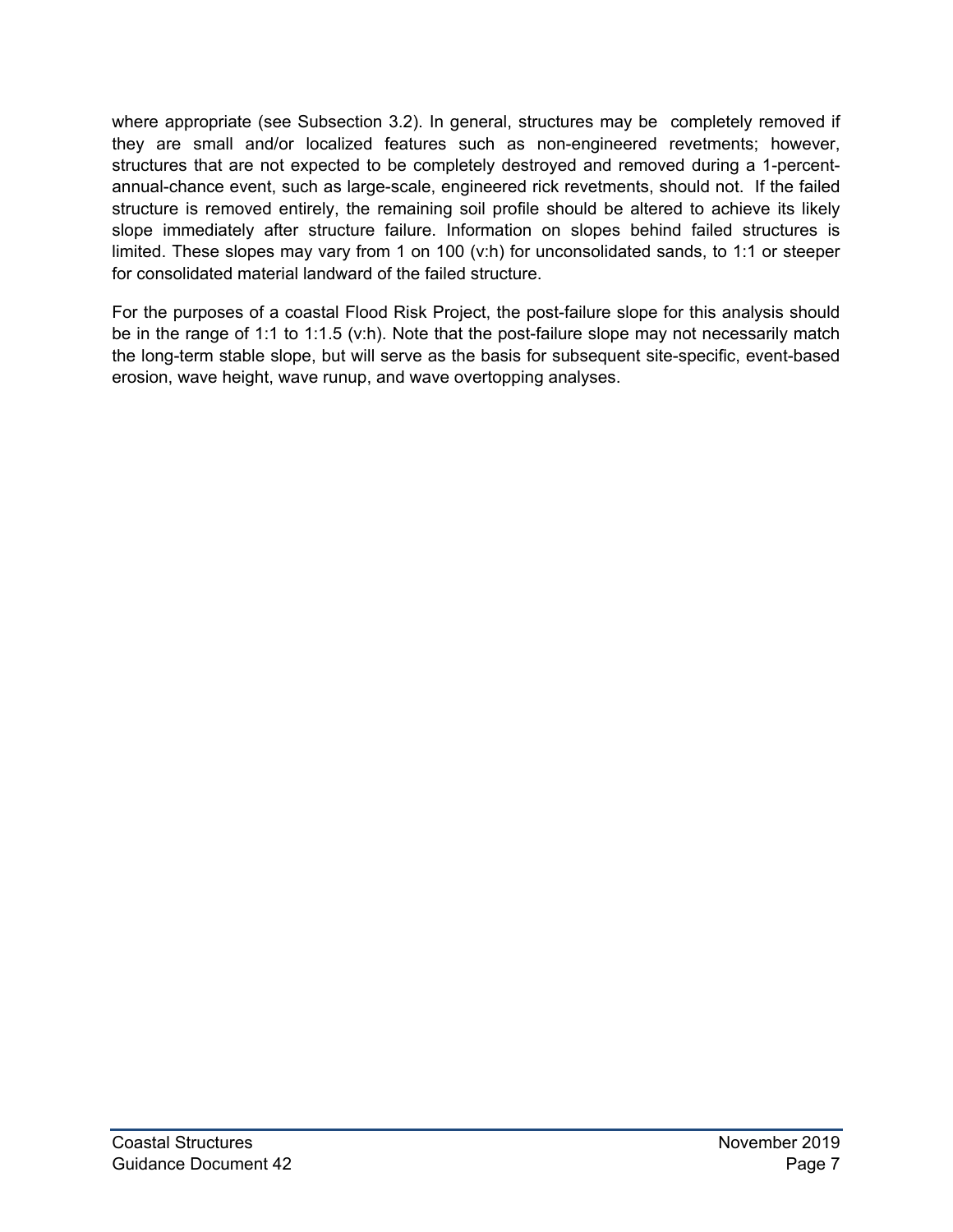where appropriate (see Subsection 3.2). In general, structures may be  completely removed if they are small and/or localized features such as non-engineered revetments; however, structures that are not expected to be completely destroyed and removed during a 1-percent-annual-chance event, such as large-scale, engineered rick revetments, should not.  If the failed structure is removed entirely, the remaining soil profile should be altered to achieve its likely slope immediately after structure failure. Information on slopes behind failed structures is limited. These slopes may vary from 1 on 100 (v:h) for unconsolidated sands, to 1:1 or steeper for consolidated material landward of the failed structure.

For the purposes of a coastal Flood Risk Project, the post-failure slope for this analysis should be in the range of 1:1 to 1:1.5 (v:h). Note that the post-failure slope may not necessarily match the long-term stable slope, but will serve as the basis for subsequent site-specific, event-based erosion, wave height, wave runup, and wave overtopping analyses.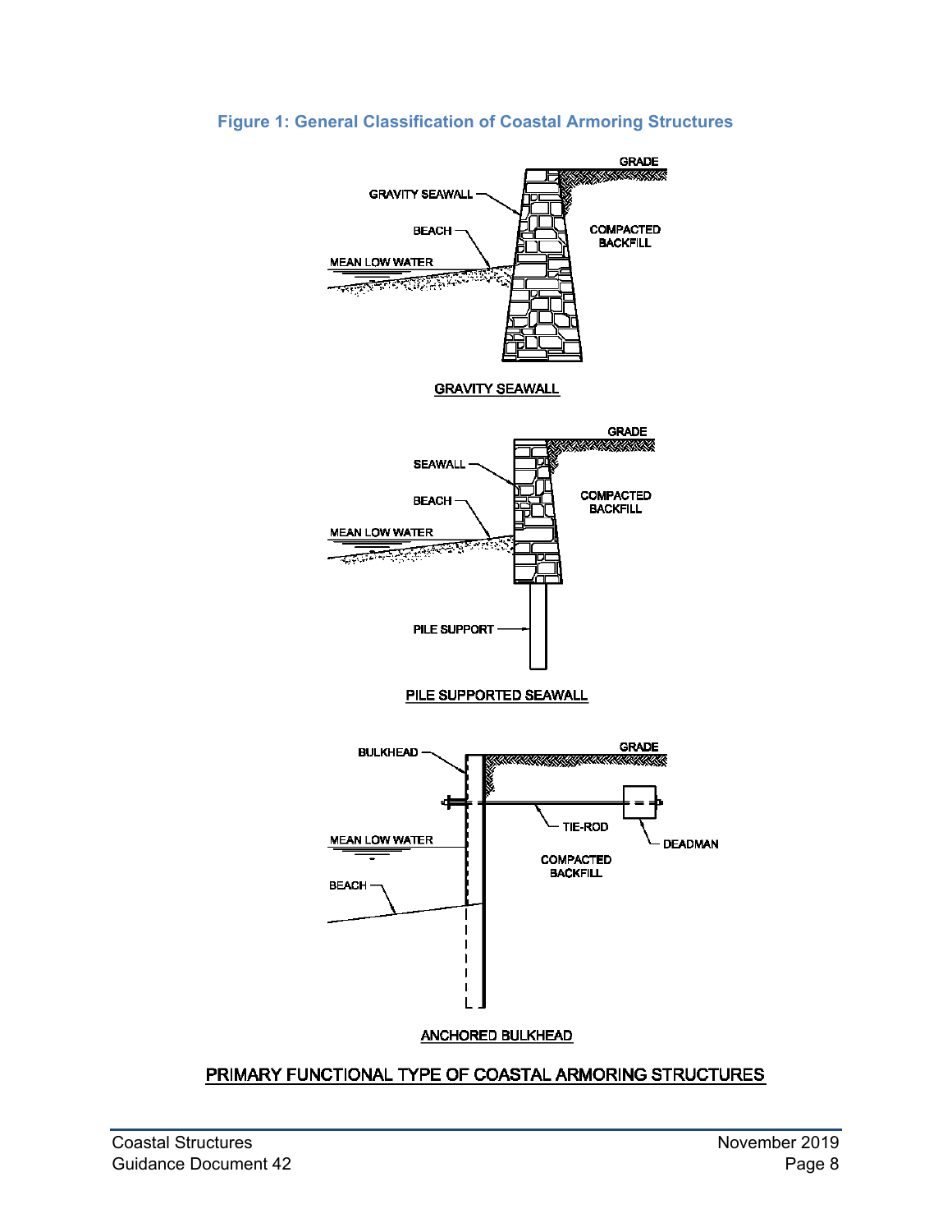**Figure 1: General Classification of Coastal Armoring Structures**

GRADE

GRAVITY SEAWALL

BEACH

COMPACTED BACKFILL

MEAN LOW WATER

GRAVITY SEAWALL

GRADE

SEAWALL

BEACH

COMPACTED BACKFILL

MEAN LOW WATER

PILE SUPPORT

PILE SUPPORTED SEAWALL

BULKHEAD

GRADE

TIE-ROD

DEADMAN

MEAN LOW WATER

COMPACTED BACKFILL

BEACH

ANCHORED BULKHEAD

PRIMARY FUNCTIONAL TYPE OF COASTAL ARMORING STRUCTURES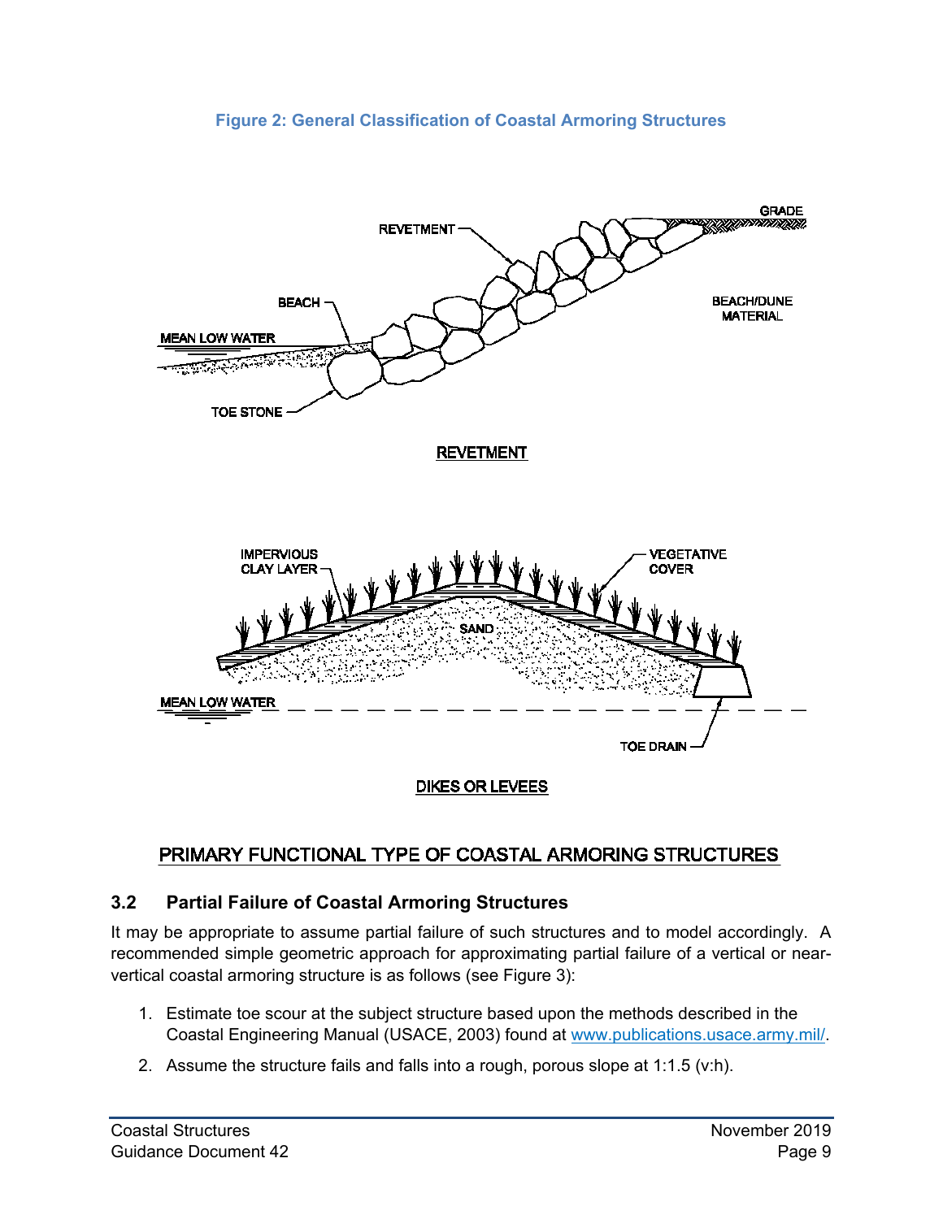**Figure 2: General Classification of Coastal Armoring Structures**

REVETMENT

DIKES OR LEVEES

PRIMARY FUNCTIONAL TYPE OF COASTAL ARMORING STRUCTURES

### 3.2 Partial Failure of Coastal Armoring Structures

It may be appropriate to assume partial failure of such structures and to model accordingly. A recommended simple geometric approach for approximating partial failure of a vertical or near-vertical coastal armoring structure is as follows (see Figure 3):

1. Estimate toe scour at the subject structure based upon the methods described in the Coastal Engineering Manual (USACE, 2003) found at [www.publications.usace.army.mil/](www.publications.usace.army.mil/).
2. Assume the structure fails and falls into a rough, porous slope at 1:1.5 (v:h).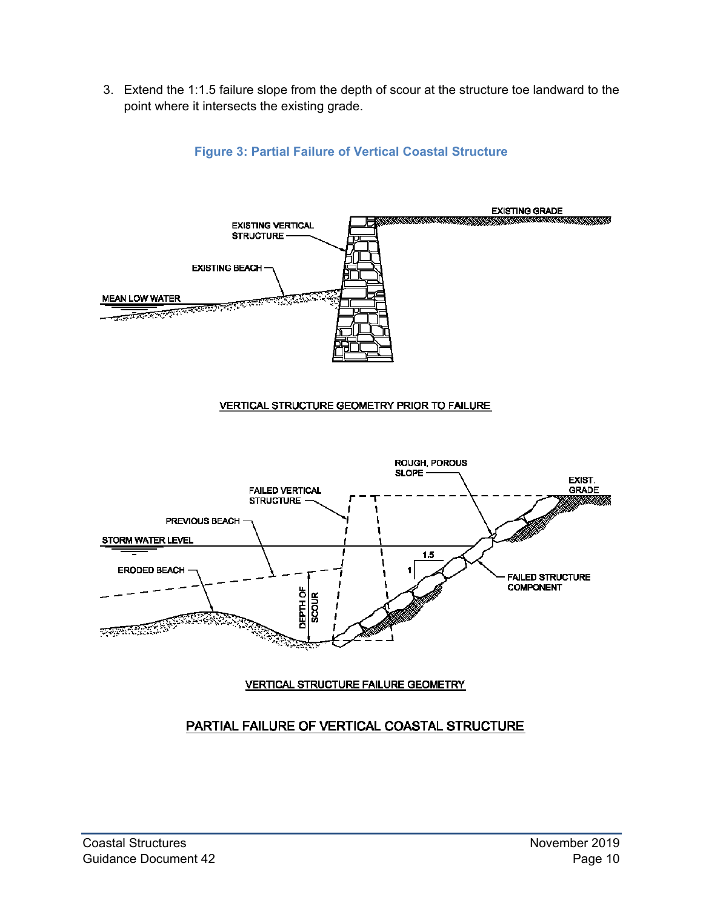3. Extend the 1:1.5 failure slope from the depth of scour at the structure toe landward to the point where it intersects the existing grade.

**Figure 3: Partial Failure of Vertical Coastal Structure**

EXISTING VERTICAL STRUCTURE

EXISTING GRADE

EXISTING BEACH

MEAN LOW WATER

VERTICAL STRUCTURE GEOMETRY PRIOR TO FAILURE

ROUGH, POROUS SLOPE

EXIST. GRADE

FAILED VERTICAL STRUCTURE

PREVIOUS BEACH

STORM WATER LEVEL

1.5

1

ERODED BEACH

DEPTH OF SCOUR

FAILED STRUCTURE COMPONENT

VERTICAL STRUCTURE FAILURE GEOMETRY

PARTIAL FAILURE OF VERTICAL COASTAL STRUCTURE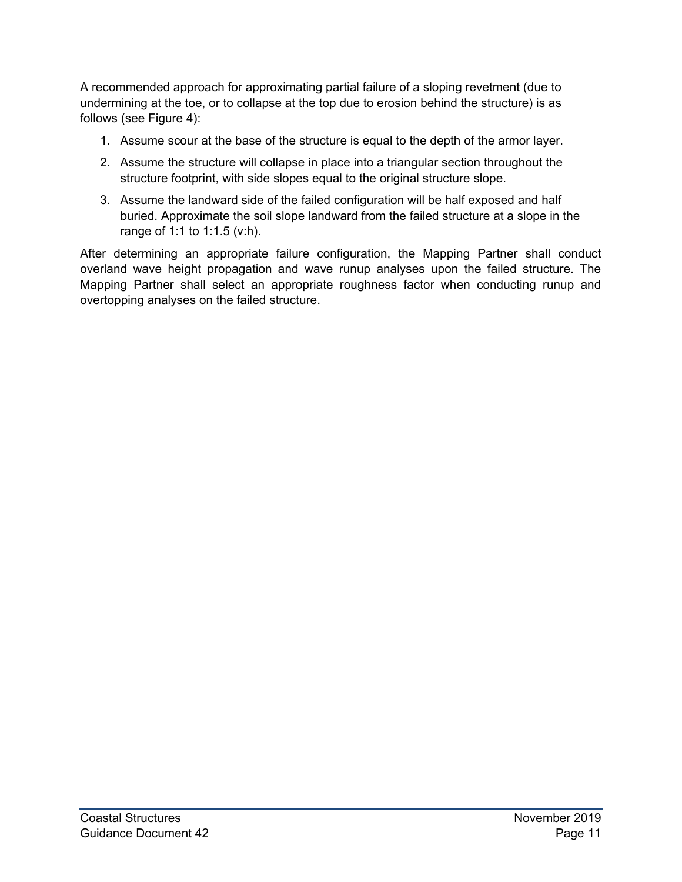A recommended approach for approximating partial failure of a sloping revetment (due to undermining at the toe, or to collapse at the top due to erosion behind the structure) is as follows (see Figure 4):

1. Assume scour at the base of the structure is equal to the depth of the armor layer.
2. Assume the structure will collapse in place into a triangular section throughout the structure footprint, with side slopes equal to the original structure slope.
3. Assume the landward side of the failed configuration will be half exposed and half buried. Approximate the soil slope landward from the failed structure at a slope in the range of 1:1 to 1:1.5 (v:h).

After determining an appropriate failure configuration, the Mapping Partner shall conduct overland wave height propagation and wave runup analyses upon the failed structure. The Mapping Partner shall select an appropriate roughness factor when conducting runup and overtopping analyses on the failed structure.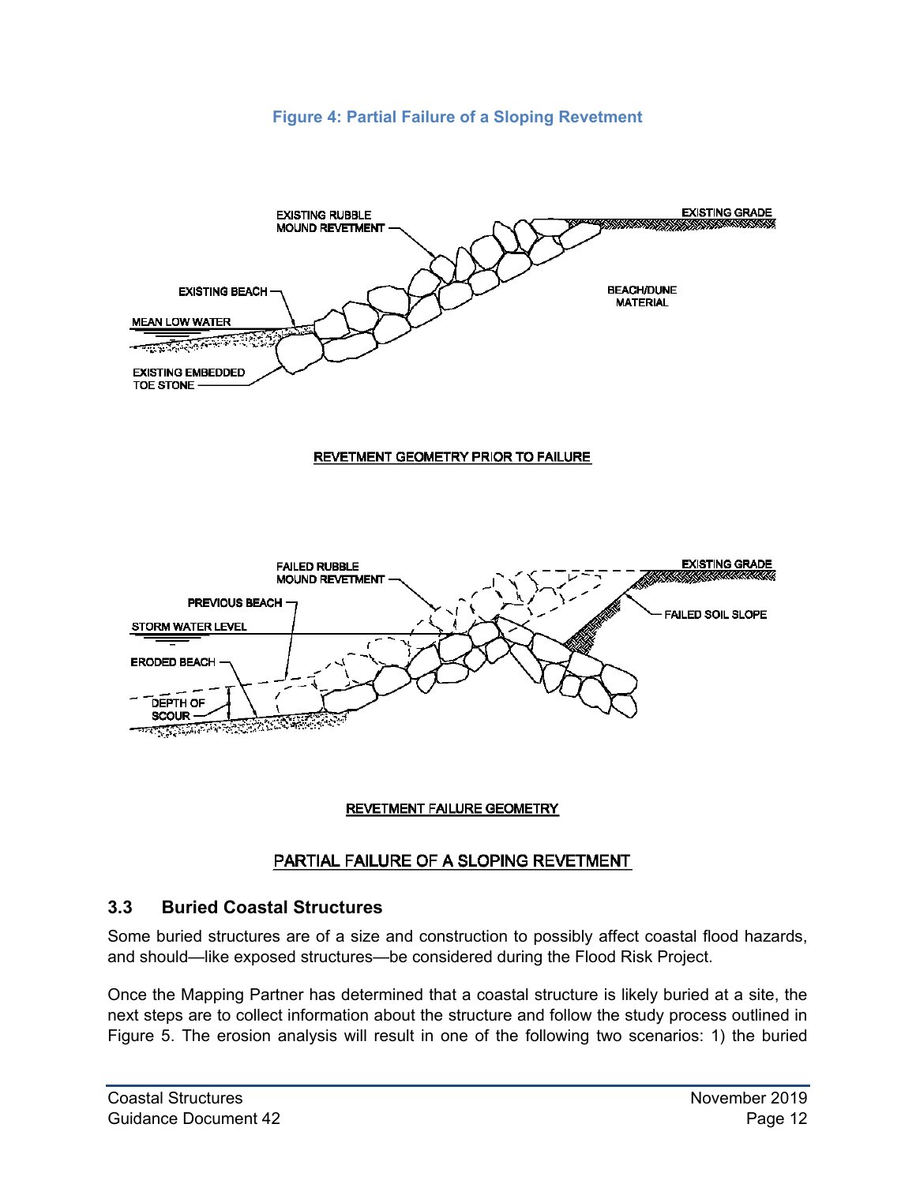**Figure 4: Partial Failure of a Sloping Revetment**

## 3.3 Buried Coastal Structures

Some buried structures are of a size and construction to possibly affect coastal flood hazards, and should—like exposed structures—be considered during the Flood Risk Project.

Once the Mapping Partner has determined that a coastal structure is likely buried at a site, the next steps are to collect information about the structure and follow the study process outlined in Figure 5. The erosion analysis will result in one of the following two scenarios: 1) the buried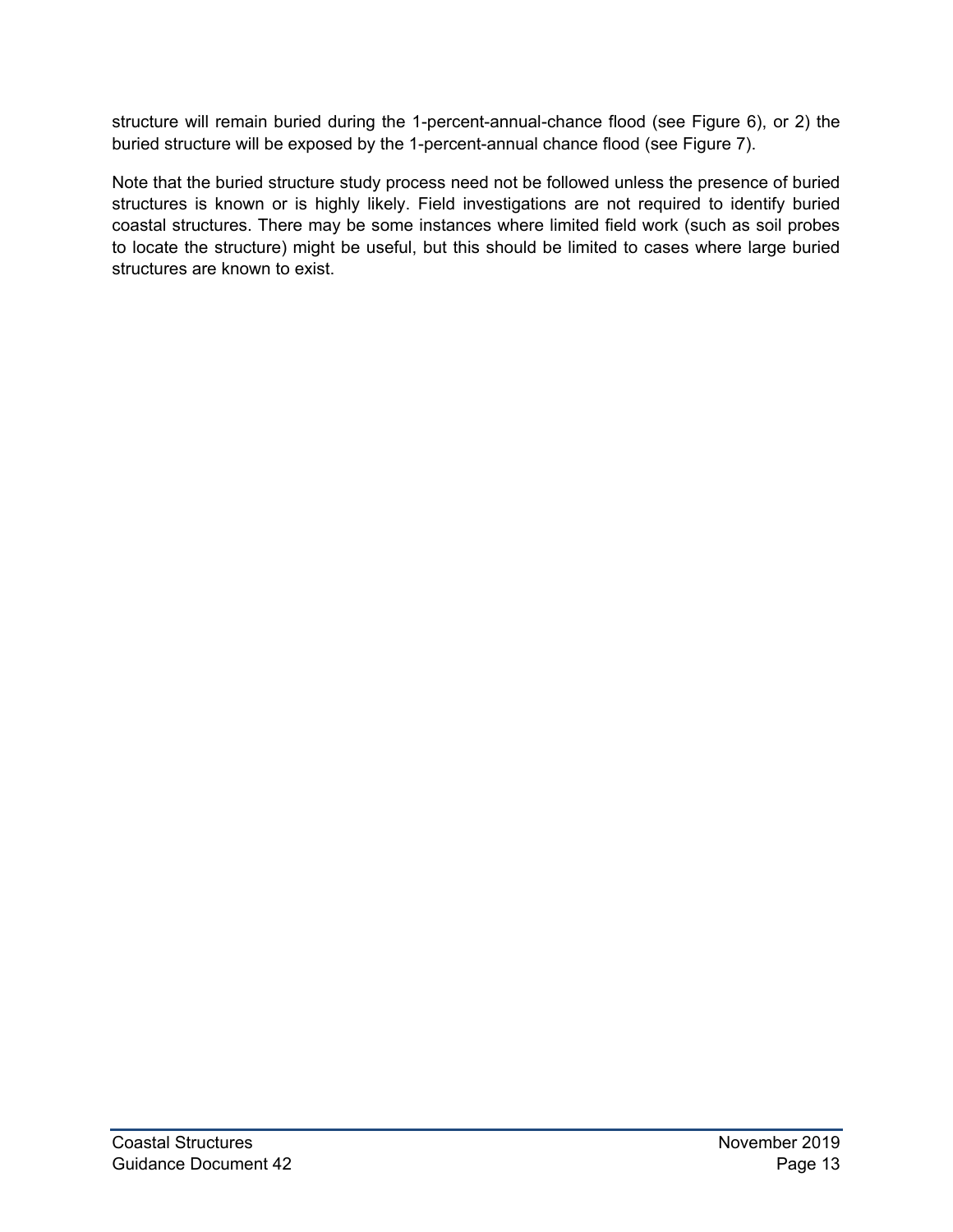structure will remain buried during the 1-percent-annual-chance flood (see Figure 6), or 2) the buried structure will be exposed by the 1-percent-annual chance flood (see Figure 7).

Note that the buried structure study process need not be followed unless the presence of buried structures is known or is highly likely. Field investigations are not required to identify buried coastal structures. There may be some instances where limited field work (such as soil probes to locate the structure) might be useful, but this should be limited to cases where large buried structures are known to exist.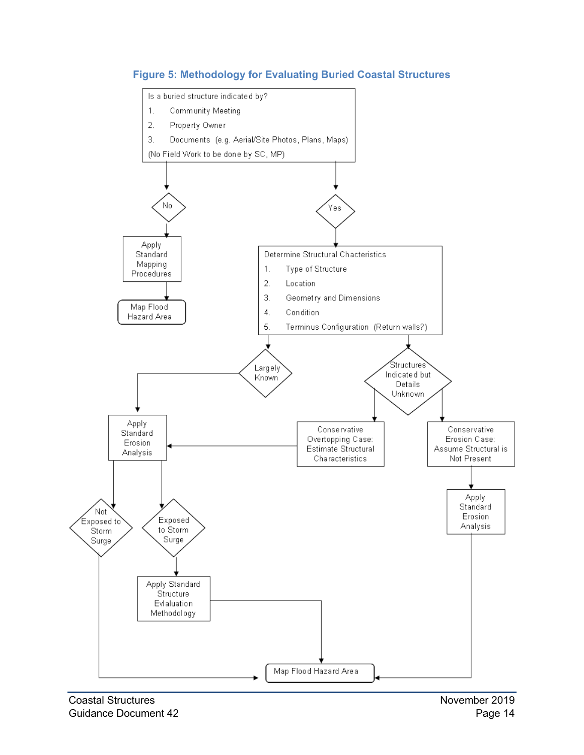### Figure 5: Methodology for Evaluating Buried Coastal Structures

Is a buried structure indicated by?

1. Community Meeting
2. Property Owner
3. Documents (e.g. Aerial/Site Photos, Plans, Maps)

(No Field Work to be done by SC, MP)

**No**

- Apply Standard Mapping Procedures
- Map Flood Hazard Area

**Yes**

Determine Structural Chacteristics

1. Type of Structure
2. Location
3. Geometry and Dimensions
4. Condition
5. Terminus Configuration (Return walls?)

**Largely Known**

- Apply Standard Erosion Analysis
  - Not Exposed to Storm Surge → Map Flood Hazard Area
  - Exposed to Storm Surge → Apply Standard Structure Evlaluation Methodology → Map Flood Hazard Area

**Structures Indicated but Details Unknown**

- Conservative Overtopping Case: Estimate Structural Characteristics → Apply Standard Erosion Analysis
- Conservative Erosion Case: Assume Structural is Not Present → Apply Standard Erosion Analysis → Map Flood Hazard Area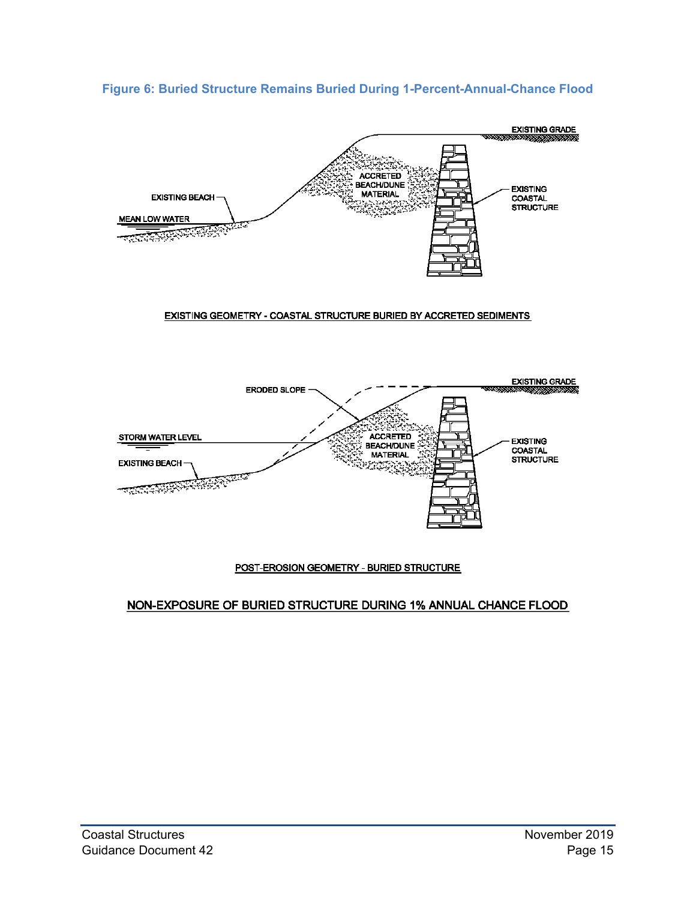**Figure 6: Buried Structure Remains Buried During 1-Percent-Annual-Chance Flood**

EXISTING GRADE

ACCRETED BEACH/DUNE MATERIAL

EXISTING BEACH

MEAN LOW WATER

EXISTING COASTAL STRUCTURE

EXISTING GEOMETRY - COASTAL STRUCTURE BURIED BY ACCRETED SEDIMENTS

ERODED SLOPE

EXISTING GRADE

STORM WATER LEVEL

ACCRETED BEACH/DUNE MATERIAL

EXISTING BEACH

EXISTING COASTAL STRUCTURE

POST-EROSION GEOMETRY - BURIED STRUCTURE

NON-EXPOSURE OF BURIED STRUCTURE DURING 1% ANNUAL CHANCE FLOOD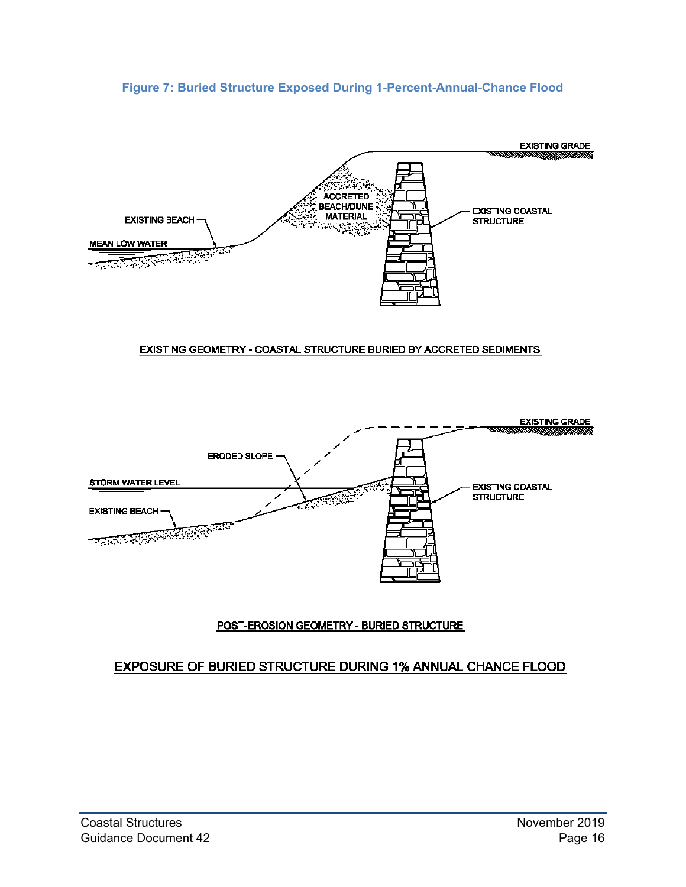**Figure 7: Buried Structure Exposed During 1-Percent-Annual-Chance Flood**

EXISTING GEOMETRY - COASTAL STRUCTURE BURIED BY ACCRETED SEDIMENTS

EXISTING GRADE

ACCRETED BEACH/DUNE MATERIAL

EXISTING BEACH

MEAN LOW WATER

EXISTING COASTAL STRUCTURE

POST-EROSION GEOMETRY - BURIED STRUCTURE

EXISTING GRADE

ERODED SLOPE

STORM WATER LEVEL

EXISTING BEACH

EXISTING COASTAL STRUCTURE

EXPOSURE OF BURIED STRUCTURE DURING 1% ANNUAL CHANCE FLOOD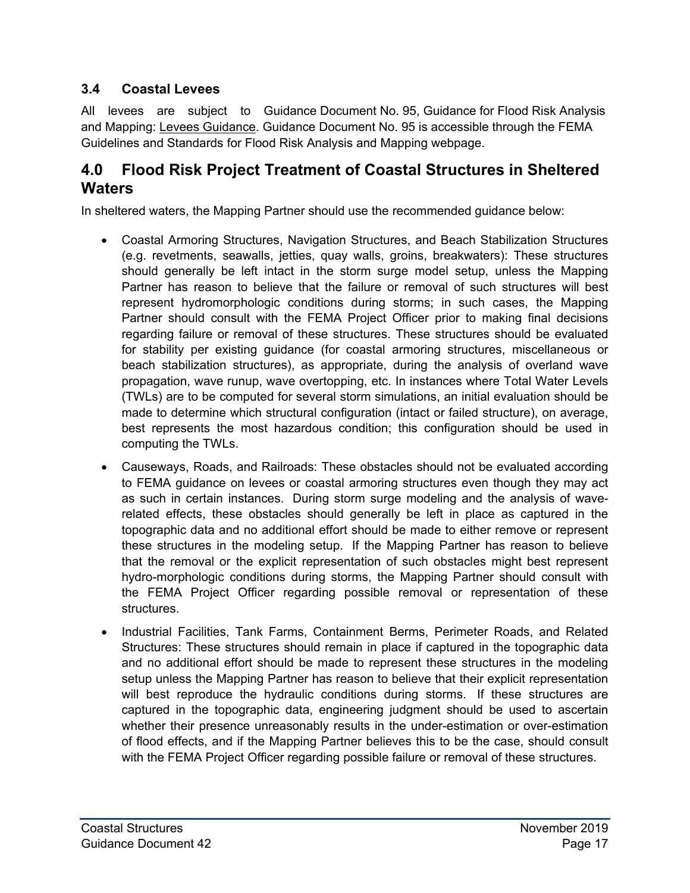### 3.4 Coastal Levees

All levees are subject to Guidance Document No. 95, Guidance for Flood Risk Analysis and Mapping: Levees Guidance. Guidance Document No. 95 is accessible through the FEMA Guidelines and Standards for Flood Risk Analysis and Mapping webpage.

## 4.0 Flood Risk Project Treatment of Coastal Structures in Sheltered Waters

In sheltered waters, the Mapping Partner should use the recommended guidance below:

- Coastal Armoring Structures, Navigation Structures, and Beach Stabilization Structures (e.g. revetments, seawalls, jetties, quay walls, groins, breakwaters): These structures should generally be left intact in the storm surge model setup, unless the Mapping Partner has reason to believe that the failure or removal of such structures will best represent hydromorphologic conditions during storms; in such cases, the Mapping Partner should consult with the FEMA Project Officer prior to making final decisions regarding failure or removal of these structures. These structures should be evaluated for stability per existing guidance (for coastal armoring structures, miscellaneous or beach stabilization structures), as appropriate, during the analysis of overland wave propagation, wave runup, wave overtopping, etc. In instances where Total Water Levels (TWLs) are to be computed for several storm simulations, an initial evaluation should be made to determine which structural configuration (intact or failed structure), on average, best represents the most hazardous condition; this configuration should be used in computing the TWLs.
- Causeways, Roads, and Railroads: These obstacles should not be evaluated according to FEMA guidance on levees or coastal armoring structures even though they may act as such in certain instances. During storm surge modeling and the analysis of wave-related effects, these obstacles should generally be left in place as captured in the topographic data and no additional effort should be made to either remove or represent these structures in the modeling setup. If the Mapping Partner has reason to believe that the removal or the explicit representation of such obstacles might best represent hydro-morphologic conditions during storms, the Mapping Partner should consult with the FEMA Project Officer regarding possible removal or representation of these structures.
- Industrial Facilities, Tank Farms, Containment Berms, Perimeter Roads, and Related Structures: These structures should remain in place if captured in the topographic data and no additional effort should be made to represent these structures in the modeling setup unless the Mapping Partner has reason to believe that their explicit representation will best reproduce the hydraulic conditions during storms. If these structures are captured in the topographic data, engineering judgment should be used to ascertain whether their presence unreasonably results in the under-estimation or over-estimation of flood effects, and if the Mapping Partner believes this to be the case, should consult with the FEMA Project Officer regarding possible failure or removal of these structures.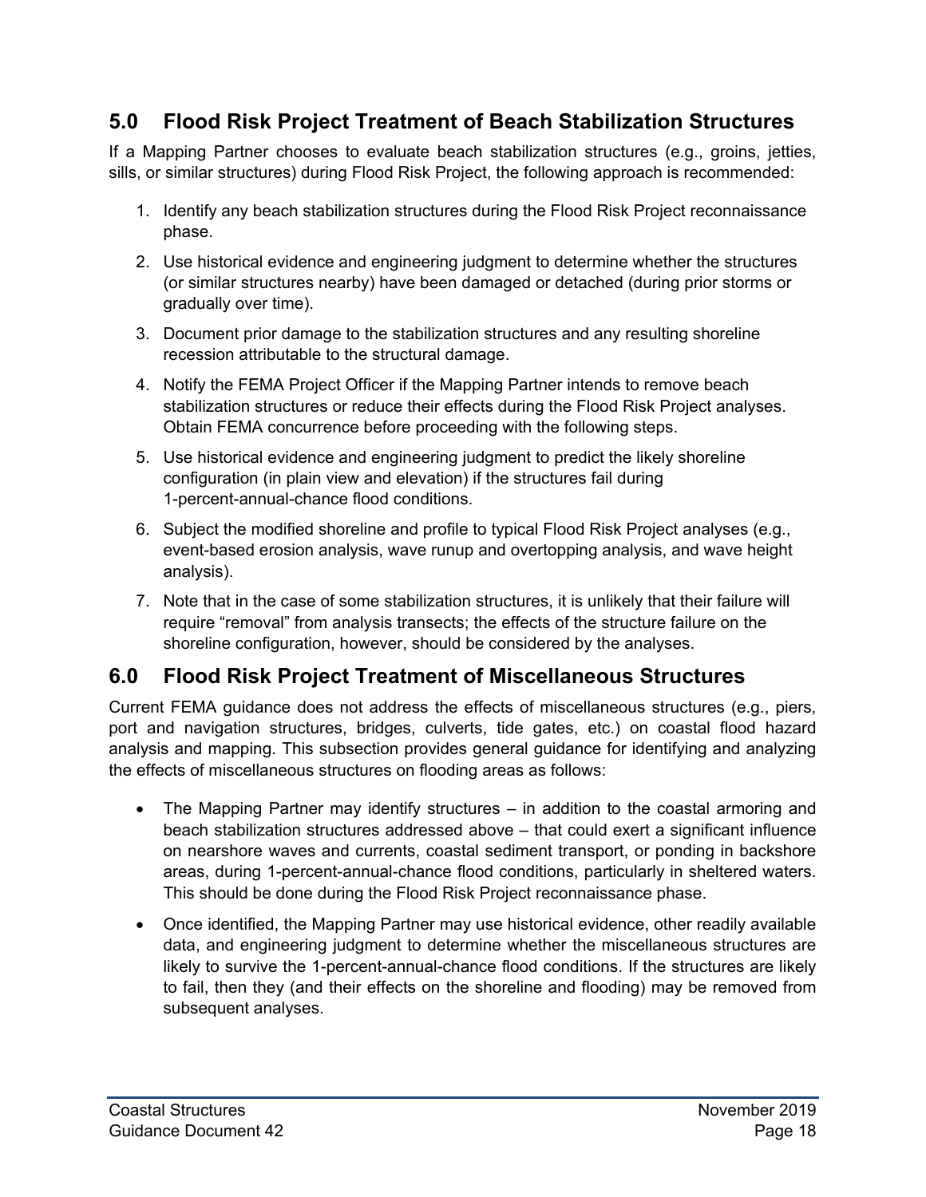## 5.0 Flood Risk Project Treatment of Beach Stabilization Structures

If a Mapping Partner chooses to evaluate beach stabilization structures (e.g., groins, jetties, sills, or similar structures) during Flood Risk Project, the following approach is recommended:

1. Identify any beach stabilization structures during the Flood Risk Project reconnaissance phase.
2. Use historical evidence and engineering judgment to determine whether the structures (or similar structures nearby) have been damaged or detached (during prior storms or gradually over time).
3. Document prior damage to the stabilization structures and any resulting shoreline recession attributable to the structural damage.
4. Notify the FEMA Project Officer if the Mapping Partner intends to remove beach stabilization structures or reduce their effects during the Flood Risk Project analyses. Obtain FEMA concurrence before proceeding with the following steps.
5. Use historical evidence and engineering judgment to predict the likely shoreline configuration (in plain view and elevation) if the structures fail during 1-percent-annual-chance flood conditions.
6. Subject the modified shoreline and profile to typical Flood Risk Project analyses (e.g., event-based erosion analysis, wave runup and overtopping analysis, and wave height analysis).
7. Note that in the case of some stabilization structures, it is unlikely that their failure will require "removal" from analysis transects; the effects of the structure failure on the shoreline configuration, however, should be considered by the analyses.

## 6.0 Flood Risk Project Treatment of Miscellaneous Structures

Current FEMA guidance does not address the effects of miscellaneous structures (e.g., piers, port and navigation structures, bridges, culverts, tide gates, etc.) on coastal flood hazard analysis and mapping. This subsection provides general guidance for identifying and analyzing the effects of miscellaneous structures on flooding areas as follows:

- The Mapping Partner may identify structures – in addition to the coastal armoring and beach stabilization structures addressed above – that could exert a significant influence on nearshore waves and currents, coastal sediment transport, or ponding in backshore areas, during 1-percent-annual-chance flood conditions, particularly in sheltered waters. This should be done during the Flood Risk Project reconnaissance phase.
- Once identified, the Mapping Partner may use historical evidence, other readily available data, and engineering judgment to determine whether the miscellaneous structures are likely to survive the 1-percent-annual-chance flood conditions. If the structures are likely to fail, then they (and their effects on the shoreline and flooding) may be removed from subsequent analyses.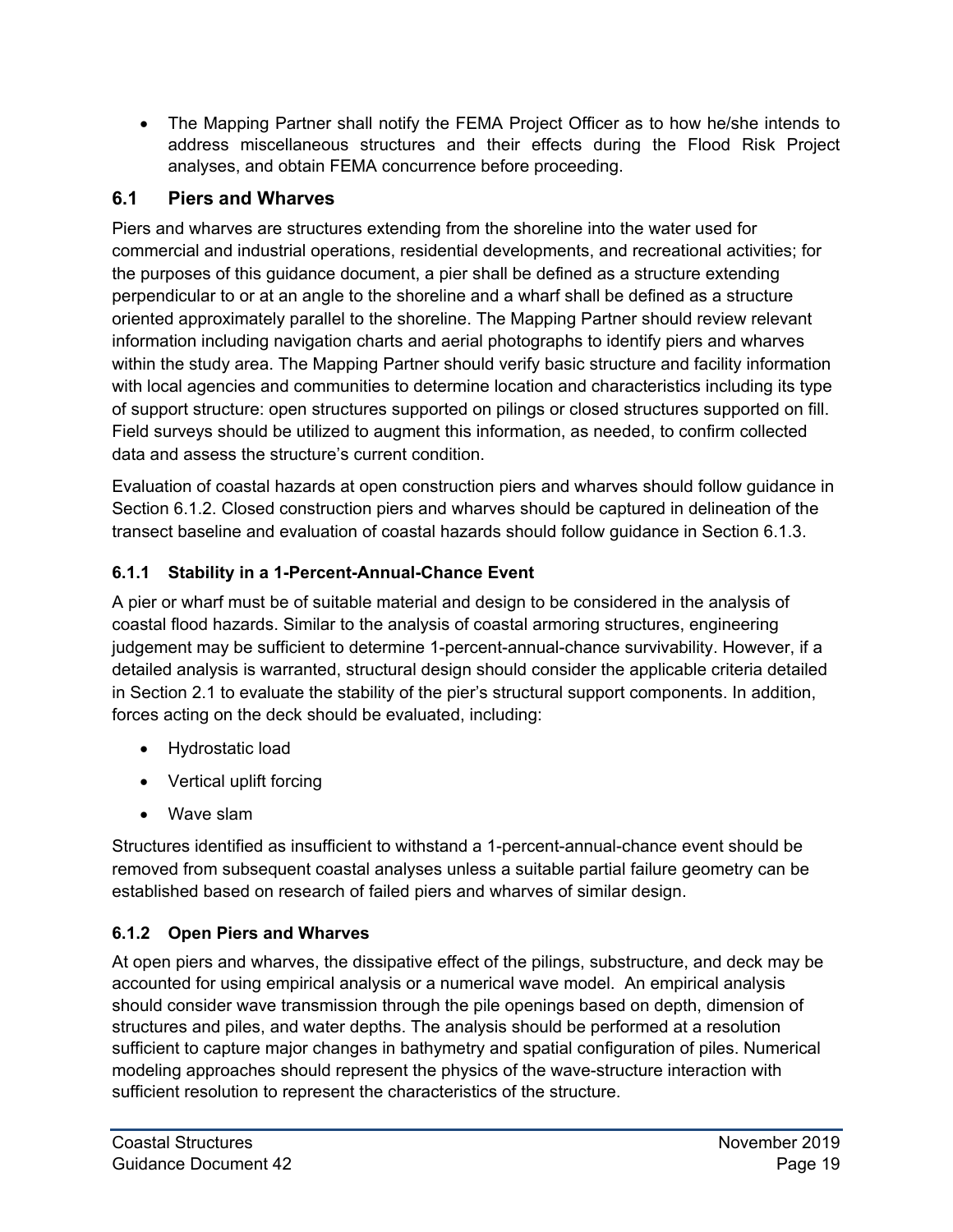- The Mapping Partner shall notify the FEMA Project Officer as to how he/she intends to address miscellaneous structures and their effects during the Flood Risk Project analyses, and obtain FEMA concurrence before proceeding.

## 6.1 Piers and Wharves

Piers and wharves are structures extending from the shoreline into the water used for commercial and industrial operations, residential developments, and recreational activities; for the purposes of this guidance document, a pier shall be defined as a structure extending perpendicular to or at an angle to the shoreline and a wharf shall be defined as a structure oriented approximately parallel to the shoreline. The Mapping Partner should review relevant information including navigation charts and aerial photographs to identify piers and wharves within the study area. The Mapping Partner should verify basic structure and facility information with local agencies and communities to determine location and characteristics including its type of support structure: open structures supported on pilings or closed structures supported on fill. Field surveys should be utilized to augment this information, as needed, to confirm collected data and assess the structure's current condition.

Evaluation of coastal hazards at open construction piers and wharves should follow guidance in Section 6.1.2. Closed construction piers and wharves should be captured in delineation of the transect baseline and evaluation of coastal hazards should follow guidance in Section 6.1.3.

### 6.1.1 Stability in a 1-Percent-Annual-Chance Event

A pier or wharf must be of suitable material and design to be considered in the analysis of coastal flood hazards. Similar to the analysis of coastal armoring structures, engineering judgement may be sufficient to determine 1-percent-annual-chance survivability. However, if a detailed analysis is warranted, structural design should consider the applicable criteria detailed in Section 2.1 to evaluate the stability of the pier's structural support components. In addition, forces acting on the deck should be evaluated, including:

- Hydrostatic load
- Vertical uplift forcing
- Wave slam

Structures identified as insufficient to withstand a 1-percent-annual-chance event should be removed from subsequent coastal analyses unless a suitable partial failure geometry can be established based on research of failed piers and wharves of similar design.

### 6.1.2 Open Piers and Wharves

At open piers and wharves, the dissipative effect of the pilings, substructure, and deck may be accounted for using empirical analysis or a numerical wave model. An empirical analysis should consider wave transmission through the pile openings based on depth, dimension of structures and piles, and water depths. The analysis should be performed at a resolution sufficient to capture major changes in bathymetry and spatial configuration of piles. Numerical modeling approaches should represent the physics of the wave-structure interaction with sufficient resolution to represent the characteristics of the structure.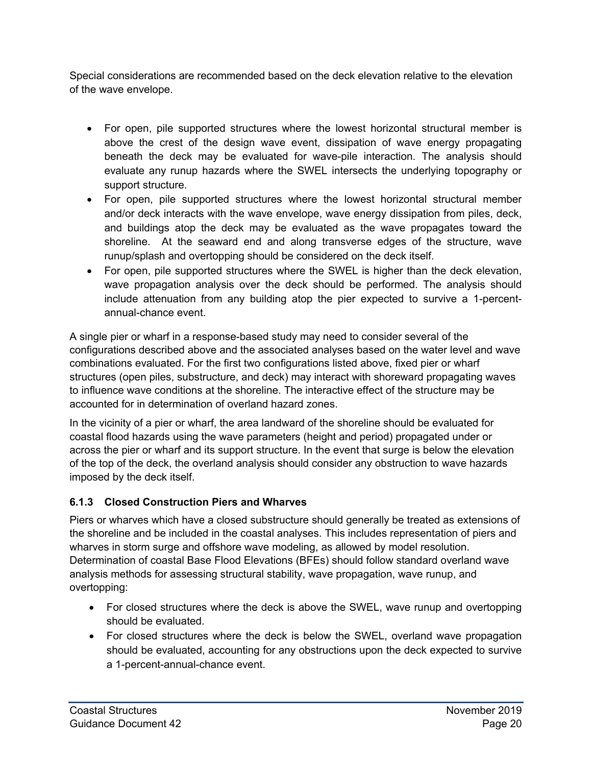Special considerations are recommended based on the deck elevation relative to the elevation of the wave envelope.

- For open, pile supported structures where the lowest horizontal structural member is above the crest of the design wave event, dissipation of wave energy propagating beneath the deck may be evaluated for wave-pile interaction. The analysis should evaluate any runup hazards where the SWEL intersects the underlying topography or support structure.
- For open, pile supported structures where the lowest horizontal structural member and/or deck interacts with the wave envelope, wave energy dissipation from piles, deck, and buildings atop the deck may be evaluated as the wave propagates toward the shoreline. At the seaward end and along transverse edges of the structure, wave runup/splash and overtopping should be considered on the deck itself.
- For open, pile supported structures where the SWEL is higher than the deck elevation, wave propagation analysis over the deck should be performed. The analysis should include attenuation from any building atop the pier expected to survive a 1-percent-annual-chance event.

A single pier or wharf in a response-based study may need to consider several of the configurations described above and the associated analyses based on the water level and wave combinations evaluated. For the first two configurations listed above, fixed pier or wharf structures (open piles, substructure, and deck) may interact with shoreward propagating waves to influence wave conditions at the shoreline. The interactive effect of the structure may be accounted for in determination of overland hazard zones.

In the vicinity of a pier or wharf, the area landward of the shoreline should be evaluated for coastal flood hazards using the wave parameters (height and period) propagated under or across the pier or wharf and its support structure. In the event that surge is below the elevation of the top of the deck, the overland analysis should consider any obstruction to wave hazards imposed by the deck itself.

### 6.1.3 Closed Construction Piers and Wharves

Piers or wharves which have a closed substructure should generally be treated as extensions of the shoreline and be included in the coastal analyses. This includes representation of piers and wharves in storm surge and offshore wave modeling, as allowed by model resolution. Determination of coastal Base Flood Elevations (BFEs) should follow standard overland wave analysis methods for assessing structural stability, wave propagation, wave runup, and overtopping:

- For closed structures where the deck is above the SWEL, wave runup and overtopping should be evaluated.
- For closed structures where the deck is below the SWEL, overland wave propagation should be evaluated, accounting for any obstructions upon the deck expected to survive a 1-percent-annual-chance event.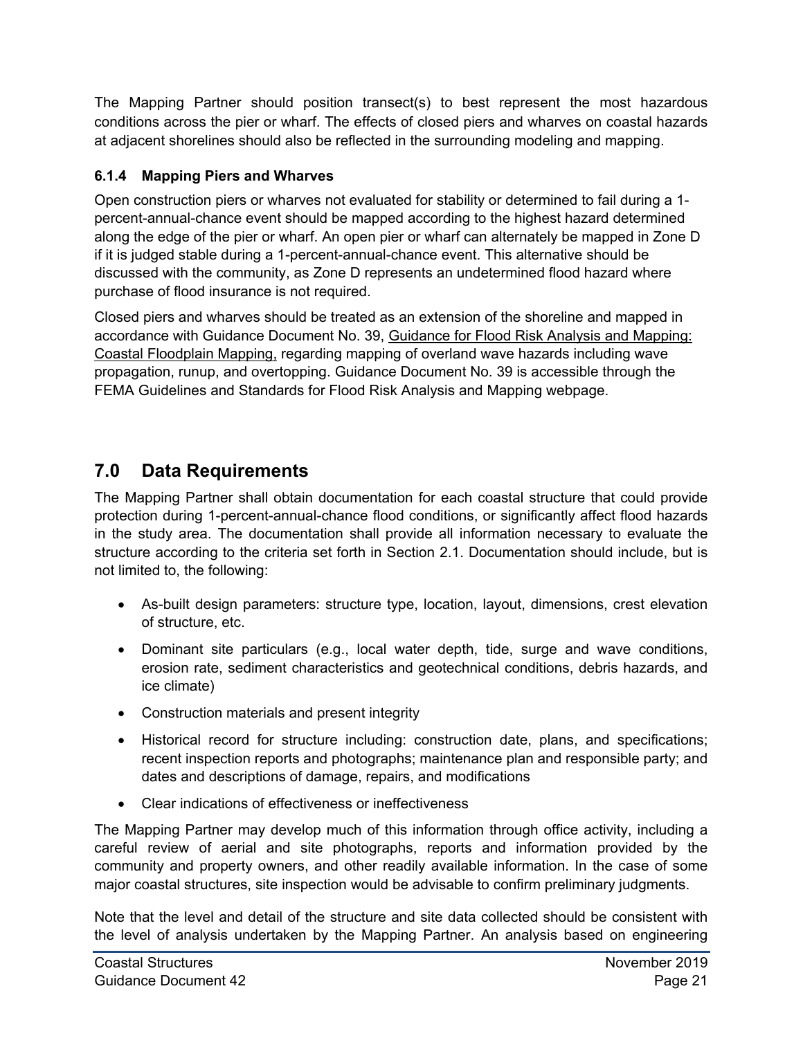The Mapping Partner should position transect(s) to best represent the most hazardous conditions across the pier or wharf. The effects of closed piers and wharves on coastal hazards at adjacent shorelines should also be reflected in the surrounding modeling and mapping.

### 6.1.4 Mapping Piers and Wharves

Open construction piers or wharves not evaluated for stability or determined to fail during a 1-percent-annual-chance event should be mapped according to the highest hazard determined along the edge of the pier or wharf. An open pier or wharf can alternately be mapped in Zone D if it is judged stable during a 1-percent-annual-chance event. This alternative should be discussed with the community, as Zone D represents an undetermined flood hazard where purchase of flood insurance is not required.

Closed piers and wharves should be treated as an extension of the shoreline and mapped in accordance with Guidance Document No. 39, Guidance for Flood Risk Analysis and Mapping: Coastal Floodplain Mapping, regarding mapping of overland wave hazards including wave propagation, runup, and overtopping. Guidance Document No. 39 is accessible through the FEMA Guidelines and Standards for Flood Risk Analysis and Mapping webpage.

## 7.0 Data Requirements

The Mapping Partner shall obtain documentation for each coastal structure that could provide protection during 1-percent-annual-chance flood conditions, or significantly affect flood hazards in the study area. The documentation shall provide all information necessary to evaluate the structure according to the criteria set forth in Section 2.1. Documentation should include, but is not limited to, the following:

- As-built design parameters: structure type, location, layout, dimensions, crest elevation of structure, etc.
- Dominant site particulars (e.g., local water depth, tide, surge and wave conditions, erosion rate, sediment characteristics and geotechnical conditions, debris hazards, and ice climate)
- Construction materials and present integrity
- Historical record for structure including: construction date, plans, and specifications; recent inspection reports and photographs; maintenance plan and responsible party; and dates and descriptions of damage, repairs, and modifications
- Clear indications of effectiveness or ineffectiveness

The Mapping Partner may develop much of this information through office activity, including a careful review of aerial and site photographs, reports and information provided by the community and property owners, and other readily available information. In the case of some major coastal structures, site inspection would be advisable to confirm preliminary judgments.

Note that the level and detail of the structure and site data collected should be consistent with the level of analysis undertaken by the Mapping Partner. An analysis based on engineering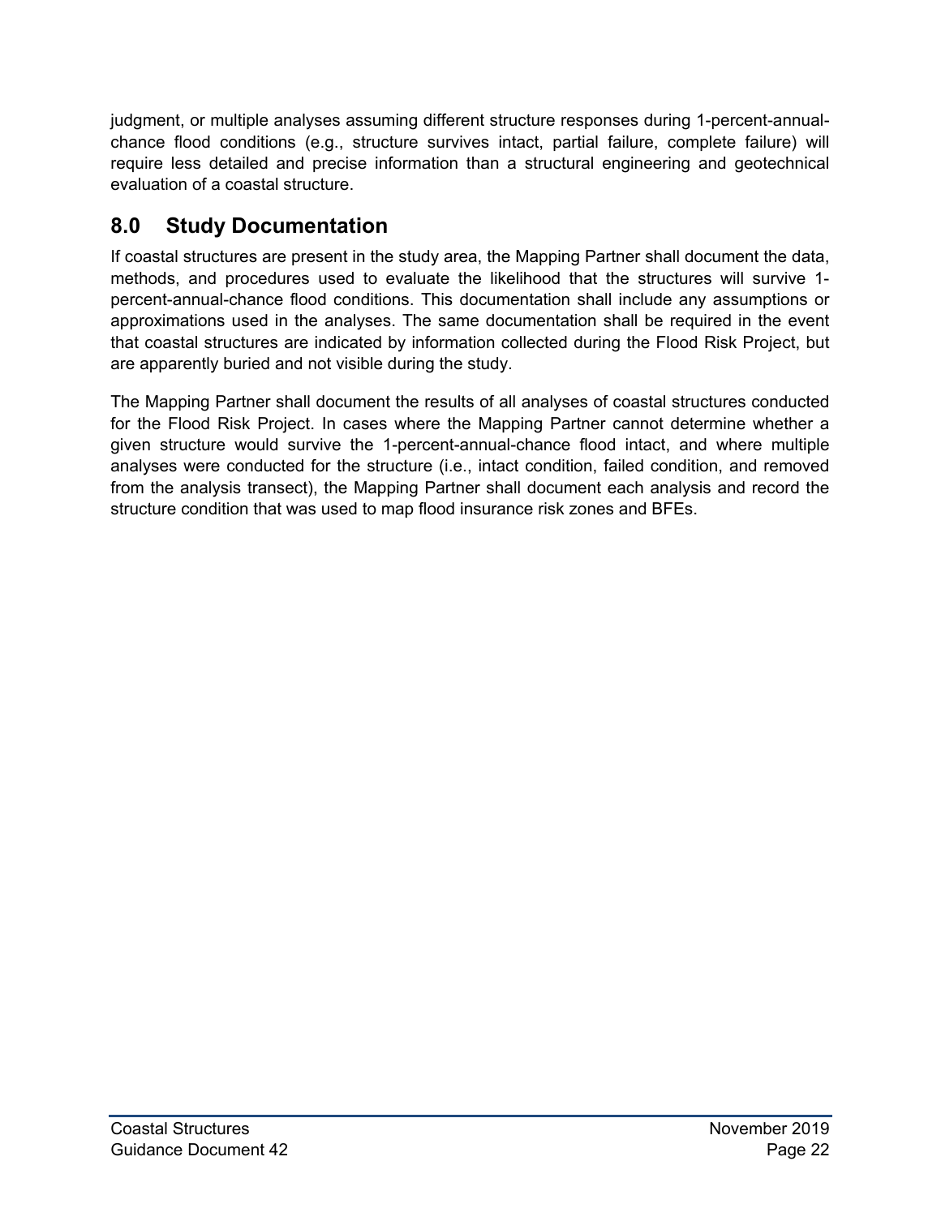judgment, or multiple analyses assuming different structure responses during 1-percent-annual-chance flood conditions (e.g., structure survives intact, partial failure, complete failure) will require less detailed and precise information than a structural engineering and geotechnical evaluation of a coastal structure.

## 8.0 Study Documentation

If coastal structures are present in the study area, the Mapping Partner shall document the data, methods, and procedures used to evaluate the likelihood that the structures will survive 1-percent-annual-chance flood conditions. This documentation shall include any assumptions or approximations used in the analyses. The same documentation shall be required in the event that coastal structures are indicated by information collected during the Flood Risk Project, but are apparently buried and not visible during the study.

The Mapping Partner shall document the results of all analyses of coastal structures conducted for the Flood Risk Project. In cases where the Mapping Partner cannot determine whether a given structure would survive the 1-percent-annual-chance flood intact, and where multiple analyses were conducted for the structure (i.e., intact condition, failed condition, and removed from the analysis transect), the Mapping Partner shall document each analysis and record the structure condition that was used to map flood insurance risk zones and BFEs.